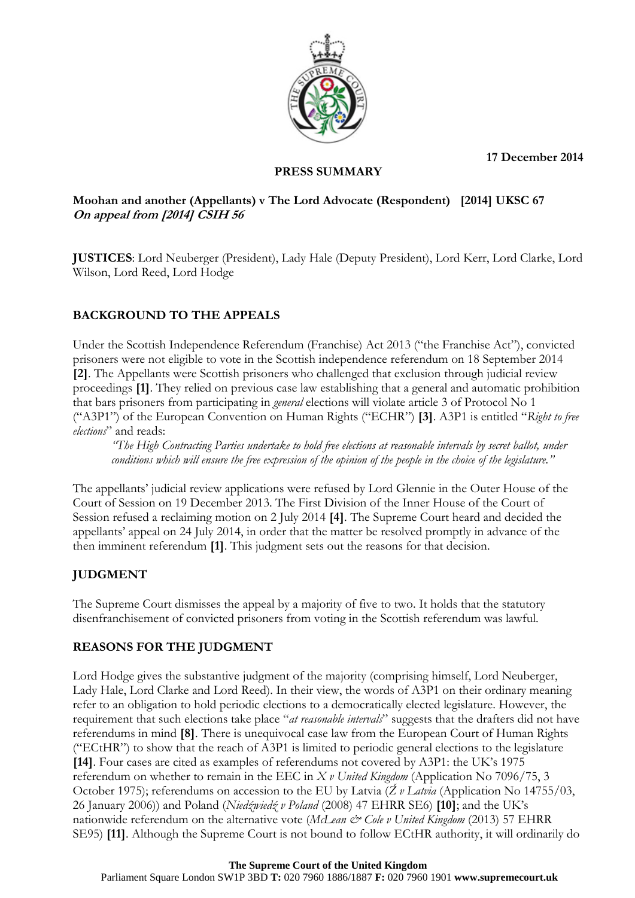17 December 2014

**PRESS SUMMARY**

**Moohan and another (Appellants) v The Lord Advocate (Respondent) [2014] UKSC 67**
***On appeal from [2014] CSIH 56***

**JUSTICES**: Lord Neuberger (President), Lady Hale (Deputy President), Lord Kerr, Lord Clarke, Lord Wilson, Lord Reed, Lord Hodge

## BACKGROUND TO THE APPEALS

Under the Scottish Independence Referendum (Franchise) Act 2013 ("the Franchise Act"), convicted prisoners were not eligible to vote in the Scottish independence referendum on 18 September 2014 **[2]**. The Appellants were Scottish prisoners who challenged that exclusion through judicial review proceedings **[1]**. They relied on previous case law establishing that a general and automatic prohibition that bars prisoners from participating in *general* elections will violate article 3 of Protocol No 1 ("A3P1") of the European Convention on Human Rights ("ECHR") **[3]**. A3P1 is entitled "*Right to free elections*" and reads:

> *"The High Contracting Parties undertake to hold free elections at reasonable intervals by secret ballot, under conditions which will ensure the free expression of the opinion of the people in the choice of the legislature."*

The appellants' judicial review applications were refused by Lord Glennie in the Outer House of the Court of Session on 19 December 2013. The First Division of the Inner House of the Court of Session refused a reclaiming motion on 2 July 2014 **[4]**. The Supreme Court heard and decided the appellants' appeal on 24 July 2014, in order that the matter be resolved promptly in advance of the then imminent referendum **[1]**. This judgment sets out the reasons for that decision.

## JUDGMENT

The Supreme Court dismisses the appeal by a majority of five to two. It holds that the statutory disenfranchisement of convicted prisoners from voting in the Scottish referendum was lawful.

## REASONS FOR THE JUDGMENT

Lord Hodge gives the substantive judgment of the majority (comprising himself, Lord Neuberger, Lady Hale, Lord Clarke and Lord Reed). In their view, the words of A3P1 on their ordinary meaning refer to an obligation to hold periodic elections to a democratically elected legislature. However, the requirement that such elections take place "*at reasonable intervals*" suggests that the drafters did not have referendums in mind **[8]**. There is unequivocal case law from the European Court of Human Rights ("ECtHR") to show that the reach of A3P1 is limited to periodic general elections to the legislature **[14]**. Four cases are cited as examples of referendums not covered by A3P1: the UK's 1975 referendum on whether to remain in the EEC in *X v United Kingdom* (Application No 7096/75, 3 October 1975); referendums on accession to the EU by Latvia (*Ž v Latvia* (Application No 14755/03, 26 January 2006)) and Poland (*Niedźwiedź v Poland* (2008) 47 EHRR SE6) **[10]**; and the UK's nationwide referendum on the alternative vote (*McLean & Cole v United Kingdom* (2013) 57 EHRR SE95) **[11]**. Although the Supreme Court is not bound to follow ECtHR authority, it will ordinarily do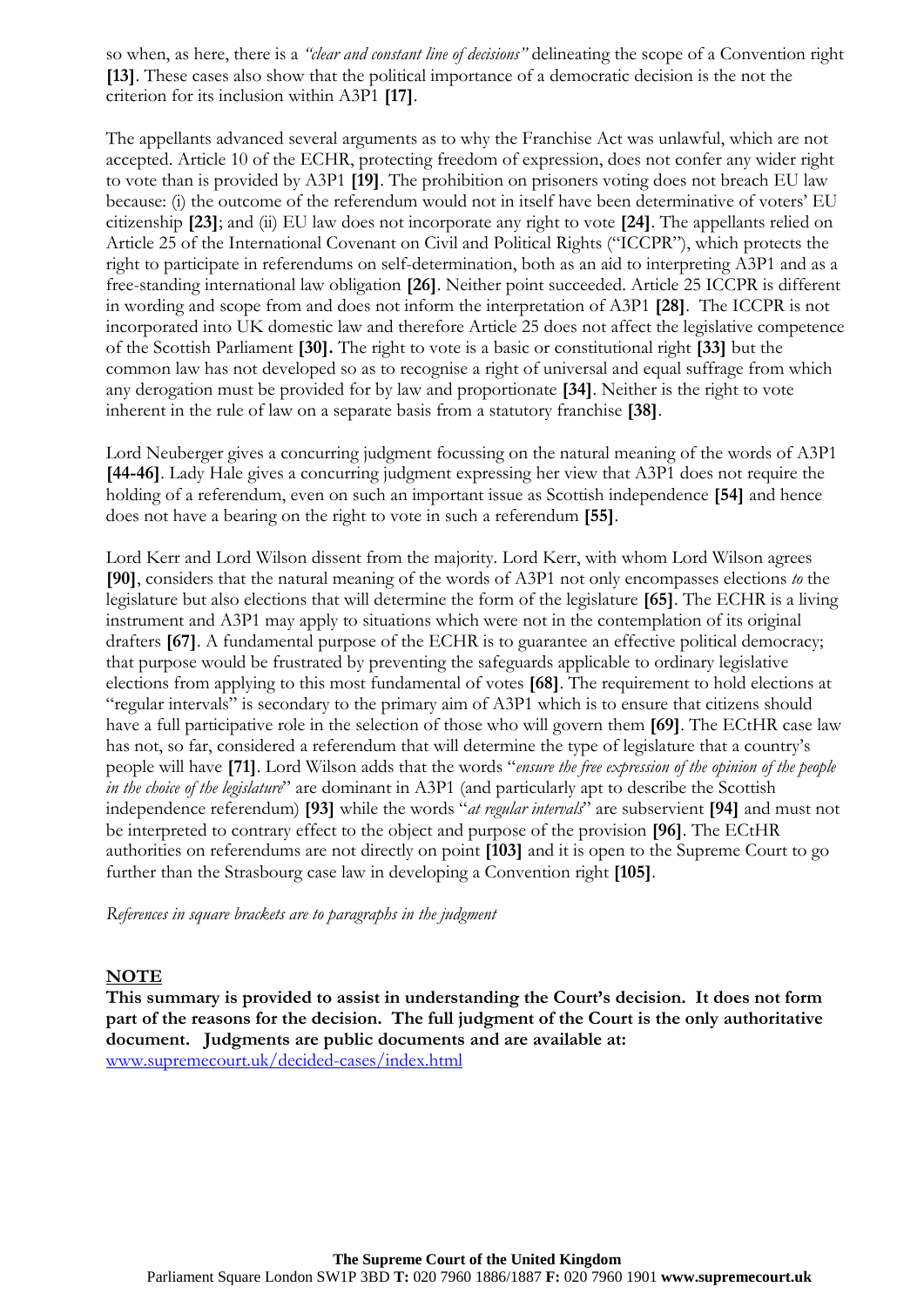so when, as here, there is a *"clear and constant line of decisions"* delineating the scope of a Convention right **[13]**. These cases also show that the political importance of a democratic decision is the not the criterion for its inclusion within A3P1 **[17]**.

The appellants advanced several arguments as to why the Franchise Act was unlawful, which are not accepted. Article 10 of the ECHR, protecting freedom of expression, does not confer any wider right to vote than is provided by A3P1 **[19]**. The prohibition on prisoners voting does not breach EU law because: (i) the outcome of the referendum would not in itself have been determinative of voters' EU citizenship **[23]**; and (ii) EU law does not incorporate any right to vote **[24]**. The appellants relied on Article 25 of the International Covenant on Civil and Political Rights ("ICCPR"), which protects the right to participate in referendums on self-determination, both as an aid to interpreting A3P1 and as a free-standing international law obligation **[26]**. Neither point succeeded. Article 25 ICCPR is different in wording and scope from and does not inform the interpretation of A3P1 **[28]**. The ICCPR is not incorporated into UK domestic law and therefore Article 25 does not affect the legislative competence of the Scottish Parliament **[30].** The right to vote is a basic or constitutional right **[33]** but the common law has not developed so as to recognise a right of universal and equal suffrage from which any derogation must be provided for by law and proportionate **[34]**. Neither is the right to vote inherent in the rule of law on a separate basis from a statutory franchise **[38]**.

Lord Neuberger gives a concurring judgment focussing on the natural meaning of the words of A3P1 **[44-46]**. Lady Hale gives a concurring judgment expressing her view that A3P1 does not require the holding of a referendum, even on such an important issue as Scottish independence **[54]** and hence does not have a bearing on the right to vote in such a referendum **[55]**.

Lord Kerr and Lord Wilson dissent from the majority. Lord Kerr, with whom Lord Wilson agrees **[90]**, considers that the natural meaning of the words of A3P1 not only encompasses elections *to* the legislature but also elections that will determine the form of the legislature **[65]**. The ECHR is a living instrument and A3P1 may apply to situations which were not in the contemplation of its original drafters **[67]**. A fundamental purpose of the ECHR is to guarantee an effective political democracy; that purpose would be frustrated by preventing the safeguards applicable to ordinary legislative elections from applying to this most fundamental of votes **[68]**. The requirement to hold elections at "regular intervals" is secondary to the primary aim of A3P1 which is to ensure that citizens should have a full participative role in the selection of those who will govern them **[69]**. The ECtHR case law has not, so far, considered a referendum that will determine the type of legislature that a country's people will have **[71]**. Lord Wilson adds that the words "*ensure the free expression of the opinion of the people in the choice of the legislature*" are dominant in A3P1 (and particularly apt to describe the Scottish independence referendum) **[93]** while the words "*at regular intervals*" are subservient **[94]** and must not be interpreted to contrary effect to the object and purpose of the provision **[96]**. The ECtHR authorities on referendums are not directly on point **[103]** and it is open to the Supreme Court to go further than the Strasbourg case law in developing a Convention right **[105]**.

*References in square brackets are to paragraphs in the judgment*

**NOTE**

**This summary is provided to assist in understanding the Court's decision. It does not form part of the reasons for the decision. The full judgment of the Court is the only authoritative document. Judgments are public documents and are available at:**
www.supremecourt.uk/decided-cases/index.html